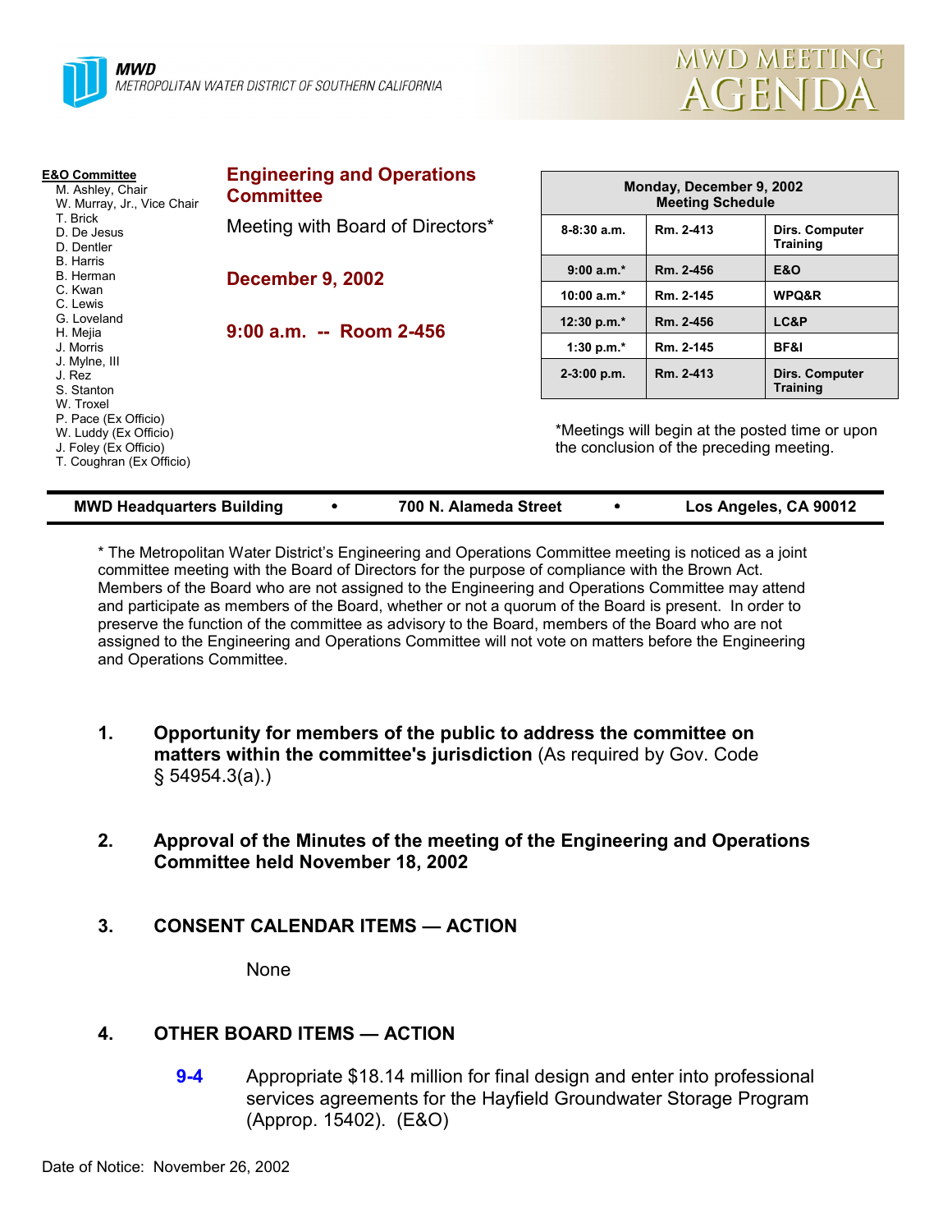**MWD**
METROPOLITAN WATER DISTRICT OF SOUTHERN CALIFORNIA

# MWD MEETING AGENDA

**E&O Committee**
M. Ashley, Chair
W. Murray, Jr., Vice Chair
T. Brick
D. De Jesus
D. Dentler
B. Harris
B. Herman
C. Kwan
C. Lewis
G. Loveland
H. Mejia
J. Morris
J. Mylne, III
J. Rez
S. Stanton
W. Troxel
P. Pace (Ex Officio)
W. Luddy (Ex Officio)
J. Foley (Ex Officio)
T. Coughran (Ex Officio)

## Engineering and Operations Committee

Meeting with Board of Directors*

**December 9, 2002**

**9:00 a.m. -- Room 2-456**

| Monday, December 9, 2002 Meeting Schedule | | |
|---|---|---|
| 8-8:30 a.m. | Rm. 2-413 | Dirs. Computer Training |
| 9:00 a.m.* | Rm. 2-456 | E&O |
| 10:00 a.m.* | Rm. 2-145 | WPQ&R |
| 12:30 p.m.* | Rm. 2-456 | LC&P |
| 1:30 p.m.* | Rm. 2-145 | BF&I |
| 2-3:00 p.m. | Rm. 2-413 | Dirs. Computer Training |

*Meetings will begin at the posted time or upon the conclusion of the preceding meeting.

**MWD Headquarters Building • 700 N. Alameda Street • Los Angeles, CA 90012**

* The Metropolitan Water District's Engineering and Operations Committee meeting is noticed as a joint committee meeting with the Board of Directors for the purpose of compliance with the Brown Act. Members of the Board who are not assigned to the Engineering and Operations Committee may attend and participate as members of the Board, whether or not a quorum of the Board is present. In order to preserve the function of the committee as advisory to the Board, members of the Board who are not assigned to the Engineering and Operations Committee will not vote on matters before the Engineering and Operations Committee.

1. **Opportunity for members of the public to address the committee on matters within the committee's jurisdiction** (As required by Gov. Code § 54954.3(a).)

2. **Approval of the Minutes of the meeting of the Engineering and Operations Committee held November 18, 2002**

3. **CONSENT CALENDAR ITEMS — ACTION**

   None

4. **OTHER BOARD ITEMS — ACTION**

   **9-4** Appropriate $18.14 million for final design and enter into professional services agreements for the Hayfield Groundwater Storage Program (Approp. 15402). (E&O)

Date of Notice: November 26, 2002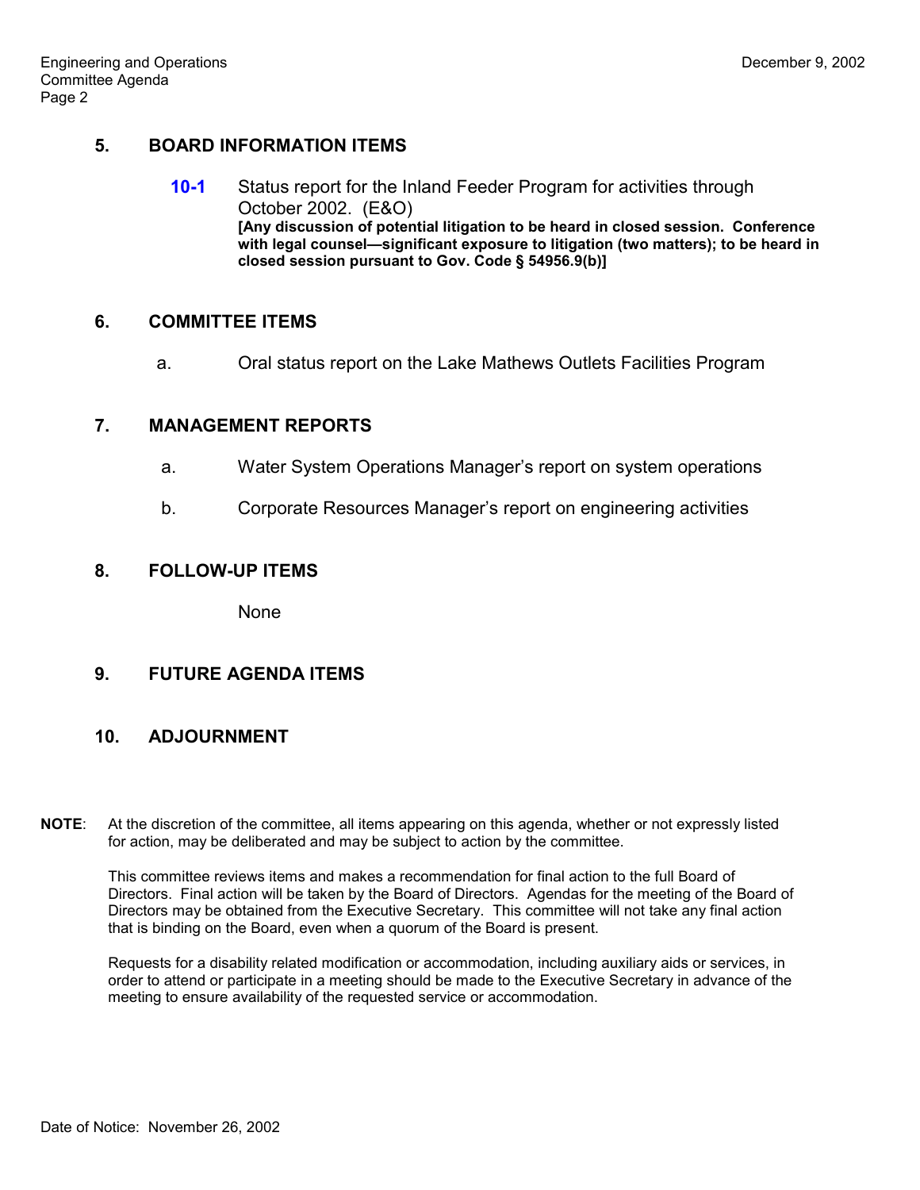## 5. BOARD INFORMATION ITEMS

**10-1** Status report for the Inland Feeder Program for activities through October 2002. (E&O)
**[Any discussion of potential litigation to be heard in closed session. Conference with legal counsel—significant exposure to litigation (two matters); to be heard in closed session pursuant to Gov. Code § 54956.9(b)]**

## 6. COMMITTEE ITEMS

a. Oral status report on the Lake Mathews Outlets Facilities Program

## 7. MANAGEMENT REPORTS

a. Water System Operations Manager's report on system operations

b. Corporate Resources Manager's report on engineering activities

## 8. FOLLOW-UP ITEMS

None

## 9. FUTURE AGENDA ITEMS

## 10. ADJOURNMENT

**NOTE**: At the discretion of the committee, all items appearing on this agenda, whether or not expressly listed for action, may be deliberated and may be subject to action by the committee.

This committee reviews items and makes a recommendation for final action to the full Board of Directors. Final action will be taken by the Board of Directors. Agendas for the meeting of the Board of Directors may be obtained from the Executive Secretary. This committee will not take any final action that is binding on the Board, even when a quorum of the Board is present.

Requests for a disability related modification or accommodation, including auxiliary aids or services, in order to attend or participate in a meeting should be made to the Executive Secretary in advance of the meeting to ensure availability of the requested service or accommodation.

Date of Notice: November 26, 2002